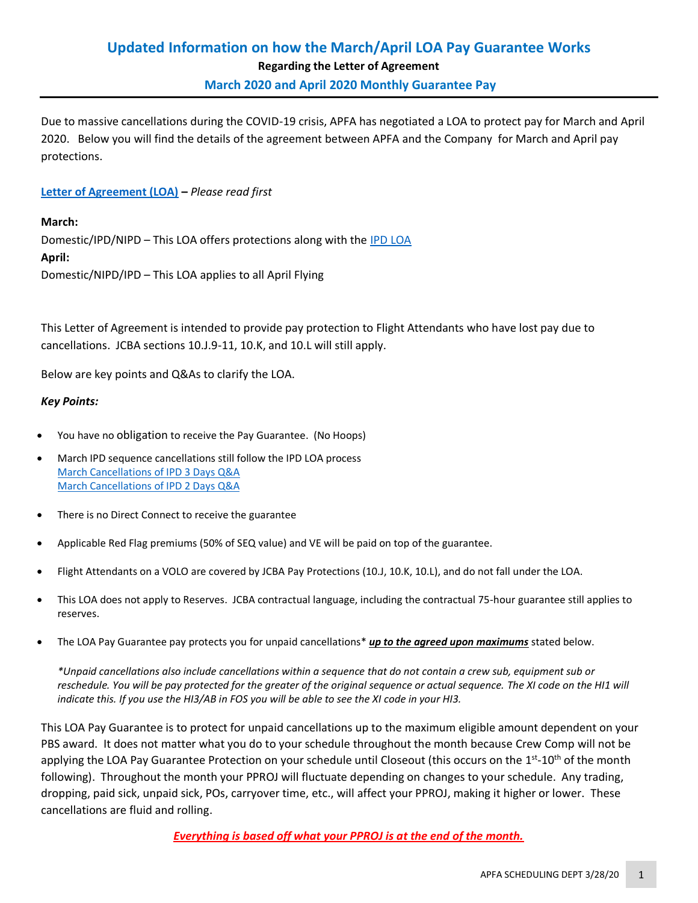# Updated Information on how the March/April LOA Pay Guarantee Works

**Regarding the Letter of Agreement**

**March 2020 and April 2020 Monthly Guarantee Pay**

Due to massive cancellations during the COVID-19 crisis, APFA has negotiated a LOA to protect pay for March and April 2020. Below you will find the details of the agreement between APFA and the Company for March and April pay protections.

**Letter of Agreement (LOA)** – *Please read first*

**March:**
Domestic/IPD/NIPD – This LOA offers protections along with the IPD LOA

**April:**
Domestic/NIPD/IPD – This LOA applies to all April Flying

This Letter of Agreement is intended to provide pay protection to Flight Attendants who have lost pay due to cancellations. JCBA sections 10.J.9-11, 10.K, and 10.L will still apply.

Below are key points and Q&As to clarify the LOA.

***Key Points:***

- You have no obligation to receive the Pay Guarantee. (No Hoops)
- March IPD sequence cancellations still follow the IPD LOA process
  March Cancellations of IPD 3 Days Q&A
  March Cancellations of IPD 2 Days Q&A
- There is no Direct Connect to receive the guarantee
- Applicable Red Flag premiums (50% of SEQ value) and VE will be paid on top of the guarantee.
- Flight Attendants on a VOLO are covered by JCBA Pay Protections (10.J, 10.K, 10.L), and do not fall under the LOA.
- This LOA does not apply to Reserves. JCBA contractual language, including the contractual 75-hour guarantee still applies to reserves.
- The LOA Pay Guarantee pay protects you for unpaid cancellations* ***up to the agreed upon maximums*** stated below.

  **Unpaid cancellations also include cancellations within a sequence that do not contain a crew sub, equipment sub or reschedule. You will be pay protected for the greater of the original sequence or actual sequence. The XI code on the HI1 will indicate this. If you use the HI3/AB in FOS you will be able to see the XI code in your HI3.*

This LOA Pay Guarantee is to protect for unpaid cancellations up to the maximum eligible amount dependent on your PBS award. It does not matter what you do to your schedule throughout the month because Crew Comp will not be applying the LOA Pay Guarantee Protection on your schedule until Closeout (this occurs on the 1st-10th of the month following). Throughout the month your PPROJ will fluctuate depending on changes to your schedule. Any trading, dropping, paid sick, unpaid sick, POs, carryover time, etc., will affect your PPROJ, making it higher or lower. These cancellations are fluid and rolling.

***Everything is based off what your PPROJ is at the end of the month.***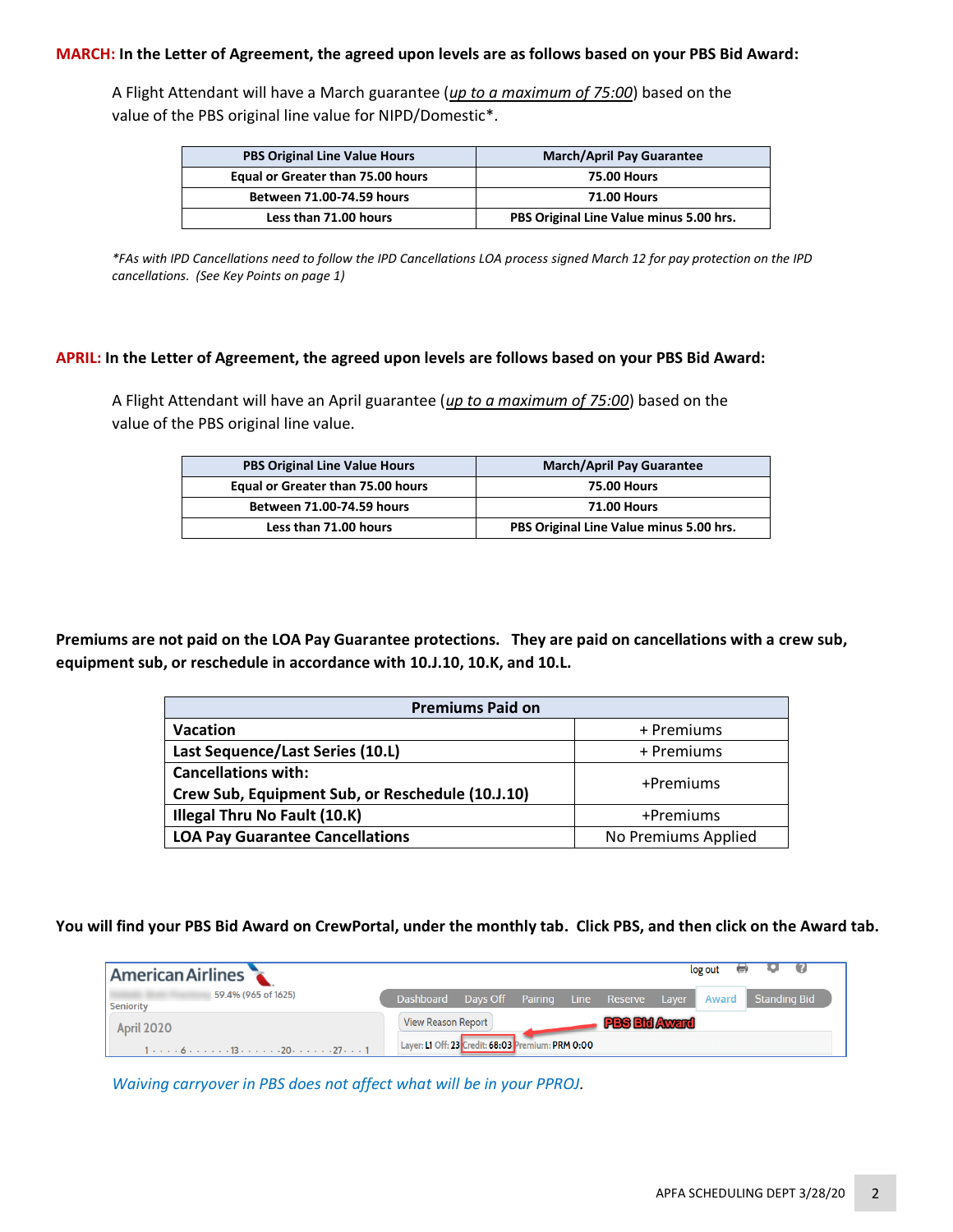**MARCH: In the Letter of Agreement, the agreed upon levels are as follows based on your PBS Bid Award:**

A Flight Attendant will have a March guarantee (*up to a maximum of 75:00*) based on the value of the PBS original line value for NIPD/Domestic*.

| PBS Original Line Value Hours | March/April Pay Guarantee |
|---|---|
| Equal or Greater than 75.00 hours | 75.00 Hours |
| Between 71.00-74.59 hours | 71.00 Hours |
| Less than 71.00 hours | PBS Original Line Value minus 5.00 hrs. |

*\*FAs with IPD Cancellations need to follow the IPD Cancellations LOA process signed March 12 for pay protection on the IPD cancellations. (See Key Points on page 1)*

**APRIL: In the Letter of Agreement, the agreed upon levels are follows based on your PBS Bid Award:**

A Flight Attendant will have an April guarantee (*up to a maximum of 75:00*) based on the value of the PBS original line value.

| PBS Original Line Value Hours | March/April Pay Guarantee |
|---|---|
| Equal or Greater than 75.00 hours | 75.00 Hours |
| Between 71.00-74.59 hours | 71.00 Hours |
| Less than 71.00 hours | PBS Original Line Value minus 5.00 hrs. |

**Premiums are not paid on the LOA Pay Guarantee protections. They are paid on cancellations with a crew sub, equipment sub, or reschedule in accordance with 10.J.10, 10.K, and 10.L.**

| Premiums Paid on | |
|---|---|
| Vacation | + Premiums |
| Last Sequence/Last Series (10.L) | + Premiums |
| Cancellations with: Crew Sub, Equipment Sub, or Reschedule (10.J.10) | +Premiums |
| Illegal Thru No Fault (10.K) | +Premiums |
| LOA Pay Guarantee Cancellations | No Premiums Applied |

**You will find your PBS Bid Award on CrewPortal, under the monthly tab. Click PBS, and then click on the Award tab.**

American Airlines | log out
59.4% (965 of 1625) Seniority
Dashboard | Days Off | Pairing | Line | Reserve | Layer | Award | Standing Bid
April 2020
View Reason Report
PBS Bid Award
Layer: L1 Off: 23 Credit: 68:03 Premium: PRM 0:00

*Waiving carryover in PBS does not affect what will be in your PPROJ.*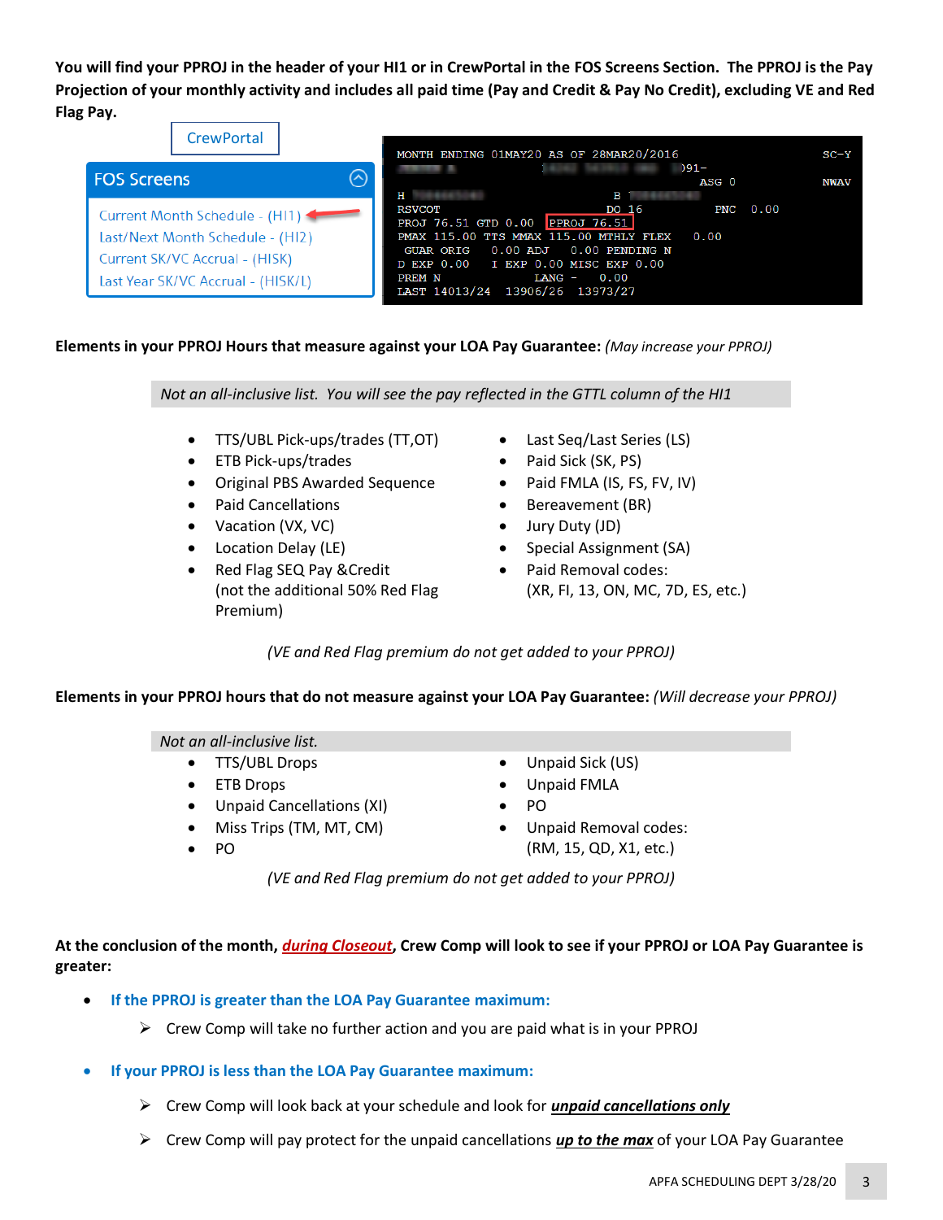**You will find your PPROJ in the header of your HI1 or in CrewPortal in the FOS Screens Section. The PPROJ is the Pay Projection of your monthly activity and includes all paid time (Pay and Credit & Pay No Credit), excluding VE and Red Flag Pay.**

CrewPortal

FOS Screens

- Current Month Schedule - (HI1)
- Last/Next Month Schedule - (HI2)
- Current SK/VC Accrual - (HISK)
- Last Year SK/VC Accrual - (HISK/L)

```
MONTH ENDING 01MAY20 AS OF 28MAR20/2016                                SC-Y
                                                    )91-
                                                    ASG 0              NWAV
H                                    B
RSVCOT                           DO 16              PNC   0.00
PROJ 76.51 GTD 0.00  PPROJ 76.51
PMAX 115.00 TTS MMAX 115.00 MTHLY FLEX   0.00
 GUAR ORIG   0.00 ADJ   0.00 PENDING N
D EXP 0.00   I EXP 0.00 MISC EXP 0.00
PREM N              LANG -    0.00
LAST 14013/24  13906/26  13973/27
```

**Elements in your PPROJ Hours that measure against your LOA Pay Guarantee:** *(May increase your PPROJ)*

*Not an all-inclusive list. You will see the pay reflected in the GTTL column of the HI1*

- TTS/UBL Pick-ups/trades (TT,OT)
- ETB Pick-ups/trades
- Original PBS Awarded Sequence
- Paid Cancellations
- Vacation (VX, VC)
- Location Delay (LE)
- Red Flag SEQ Pay &Credit (not the additional 50% Red Flag Premium)
- Last Seq/Last Series (LS)
- Paid Sick (SK, PS)
- Paid FMLA (IS, FS, FV, IV)
- Bereavement (BR)
- Jury Duty (JD)
- Special Assignment (SA)
- Paid Removal codes: (XR, FI, 13, ON, MC, 7D, ES, etc.)

*(VE and Red Flag premium do not get added to your PPROJ)*

**Elements in your PPROJ hours that do not measure against your LOA Pay Guarantee:** *(Will decrease your PPROJ)*

*Not an all-inclusive list.*

- TTS/UBL Drops
- ETB Drops
- Unpaid Cancellations (XI)
- Miss Trips (TM, MT, CM)
- PO
- Unpaid Sick (US)
- Unpaid FMLA
- PO
- Unpaid Removal codes: (RM, 15, QD, X1, etc.)

*(VE and Red Flag premium do not get added to your PPROJ)*

**At the conclusion of the month, *during Closeout*, Crew Comp will look to see if your PPROJ or LOA Pay Guarantee is greater:**

- **If the PPROJ is greater than the LOA Pay Guarantee maximum:**
  - Crew Comp will take no further action and you are paid what is in your PPROJ
- **If your PPROJ is less than the LOA Pay Guarantee maximum:**
  - Crew Comp will look back at your schedule and look for ***unpaid cancellations only***
  - Crew Comp will pay protect for the unpaid cancellations ***up to the max*** of your LOA Pay Guarantee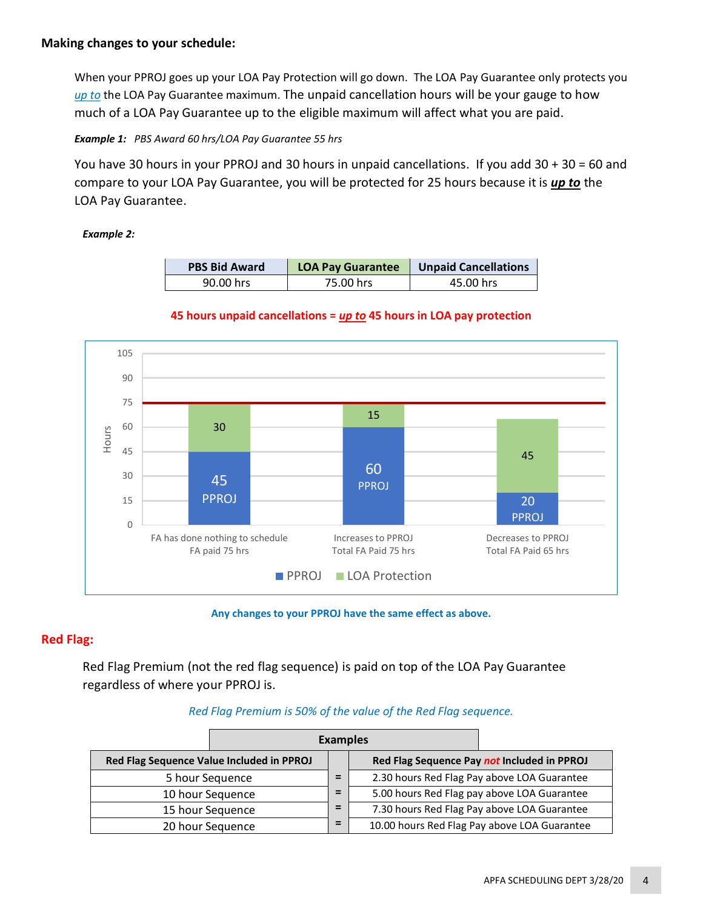**Making changes to your schedule:**

When your PPROJ goes up your LOA Pay Protection will go down. The LOA Pay Guarantee only protects you *up to* the LOA Pay Guarantee maximum. The unpaid cancellation hours will be your gauge to how much of a LOA Pay Guarantee up to the eligible maximum will affect what you are paid.

***Example 1:*** *PBS Award 60 hrs/LOA Pay Guarantee 55 hrs*

You have 30 hours in your PPROJ and 30 hours in unpaid cancellations. If you add 30 + 30 = 60 and compare to your LOA Pay Guarantee, you will be protected for 25 hours because it is ***up to*** the LOA Pay Guarantee.

***Example 2:***

| PBS Bid Award | LOA Pay Guarantee | Unpaid Cancellations |
|---|---|---|
| 90.00 hrs | 75.00 hrs | 45.00 hrs |

**45 hours unpaid cancellations = *up to* 45 hours in LOA pay protection**

| | PPROJ | LOA Protection | Total |
|---|---|---|---|
| FA has done nothing to schedule – FA paid 75 hrs | 45 | 30 | 75 |
| Increases to PPROJ – Total FA Paid 75 hrs | 60 | 15 | 75 |
| Decreases to PPROJ – Total FA Paid 65 hrs | 20 | 45 | 65 |

**Any changes to your PPROJ have the same effect as above.**

## Red Flag:

Red Flag Premium (not the red flag sequence) is paid on top of the LOA Pay Guarantee regardless of where your PPROJ is.

*Red Flag Premium is 50% of the value of the Red Flag sequence.*

| Red Flag Sequence Value Included in PPROJ | | Red Flag Sequence Pay *not* Included in PPROJ |
|---|---|---|
| 5 hour Sequence | = | 2.30 hours Red Flag Pay above LOA Guarantee |
| 10 hour Sequence | = | 5.00 hours Red Flag pay above LOA Guarantee |
| 15 hour Sequence | = | 7.30 hours Red Flag Pay above LOA Guarantee |
| 20 hour Sequence | = | 10.00 hours Red Flag Pay above LOA Guarantee |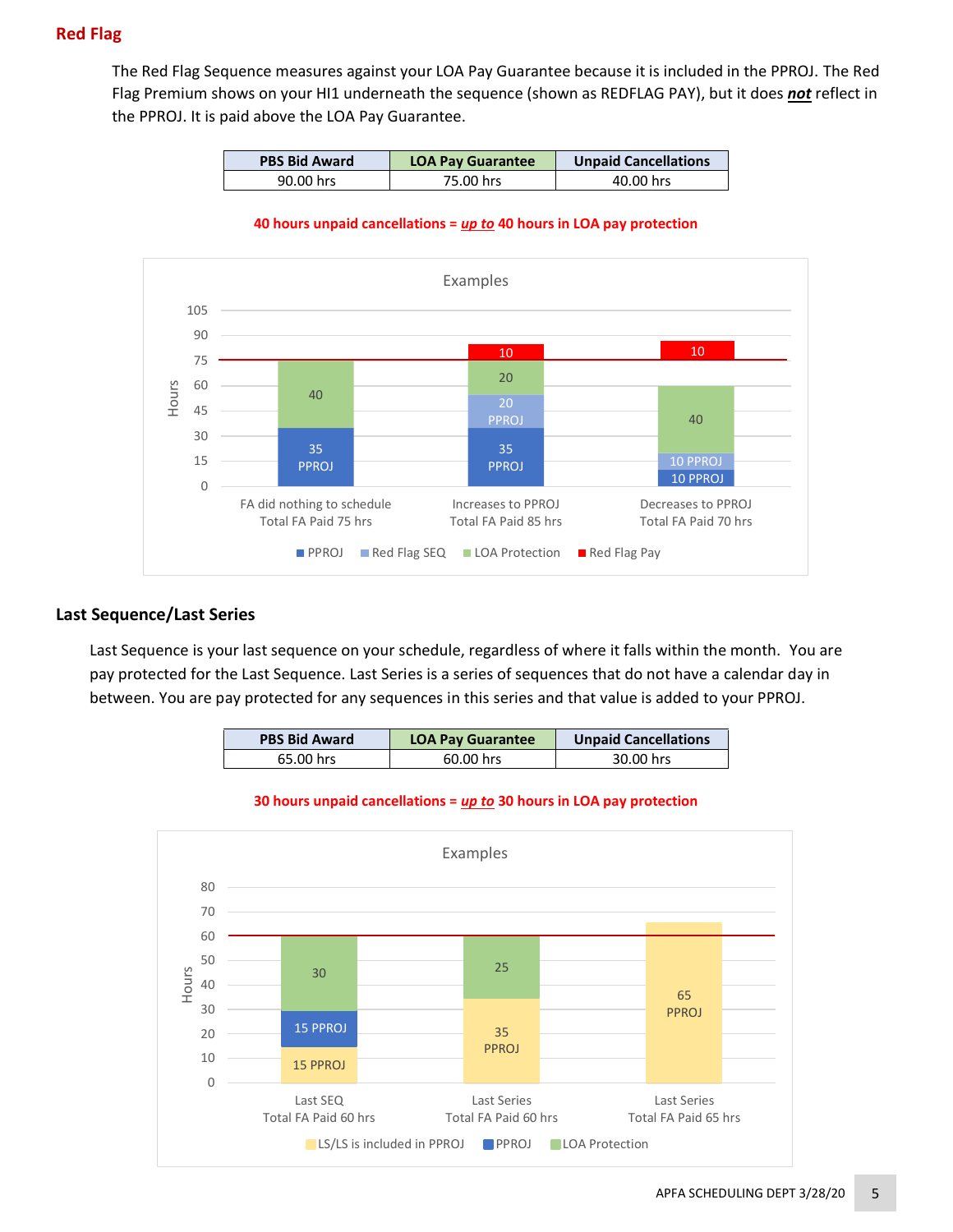## Red Flag

The Red Flag Sequence measures against your LOA Pay Guarantee because it is included in the PPROJ. The Red Flag Premium shows on your HI1 underneath the sequence (shown as REDFLAG PAY), but it does ***not*** reflect in the PPROJ. It is paid above the LOA Pay Guarantee.

| PBS Bid Award | LOA Pay Guarantee | Unpaid Cancellations |
|---|---|---|
| 90.00 hrs | 75.00 hrs | 40.00 hrs |

**40 hours unpaid cancellations = *up to* 40 hours in LOA pay protection**

Examples

| | PPROJ | Red Flag SEQ | LOA Protection | Red Flag Pay |
|---|---|---|---|---|
| FA did nothing to schedule<br>Total FA Paid 75 hrs | 35 PPROJ | | 40 | |
| Increases to PPROJ<br>Total FA Paid 85 hrs | 35 PPROJ | 20 PPROJ | 20 | 10 |
| Decreases to PPROJ<br>Total FA Paid 70 hrs | 10 PPROJ | 10 PPROJ | 40 | 10 |

## Last Sequence/Last Series

Last Sequence is your last sequence on your schedule, regardless of where it falls within the month. You are pay protected for the Last Sequence. Last Series is a series of sequences that do not have a calendar day in between. You are pay protected for any sequences in this series and that value is added to your PPROJ.

| PBS Bid Award | LOA Pay Guarantee | Unpaid Cancellations |
|---|---|---|
| 65.00 hrs | 60.00 hrs | 30.00 hrs |

**30 hours unpaid cancellations = *up to* 30 hours in LOA pay protection**

Examples

| | LS/LS is included in PPROJ | PPROJ | LOA Protection |
|---|---|---|---|
| Last SEQ<br>Total FA Paid 60 hrs | 15 PPROJ | 15 PPROJ | 30 |
| Last Series<br>Total FA Paid 60 hrs | 35 PPROJ | | 25 |
| Last Series<br>Total FA Paid 65 hrs | 65 PPROJ | | |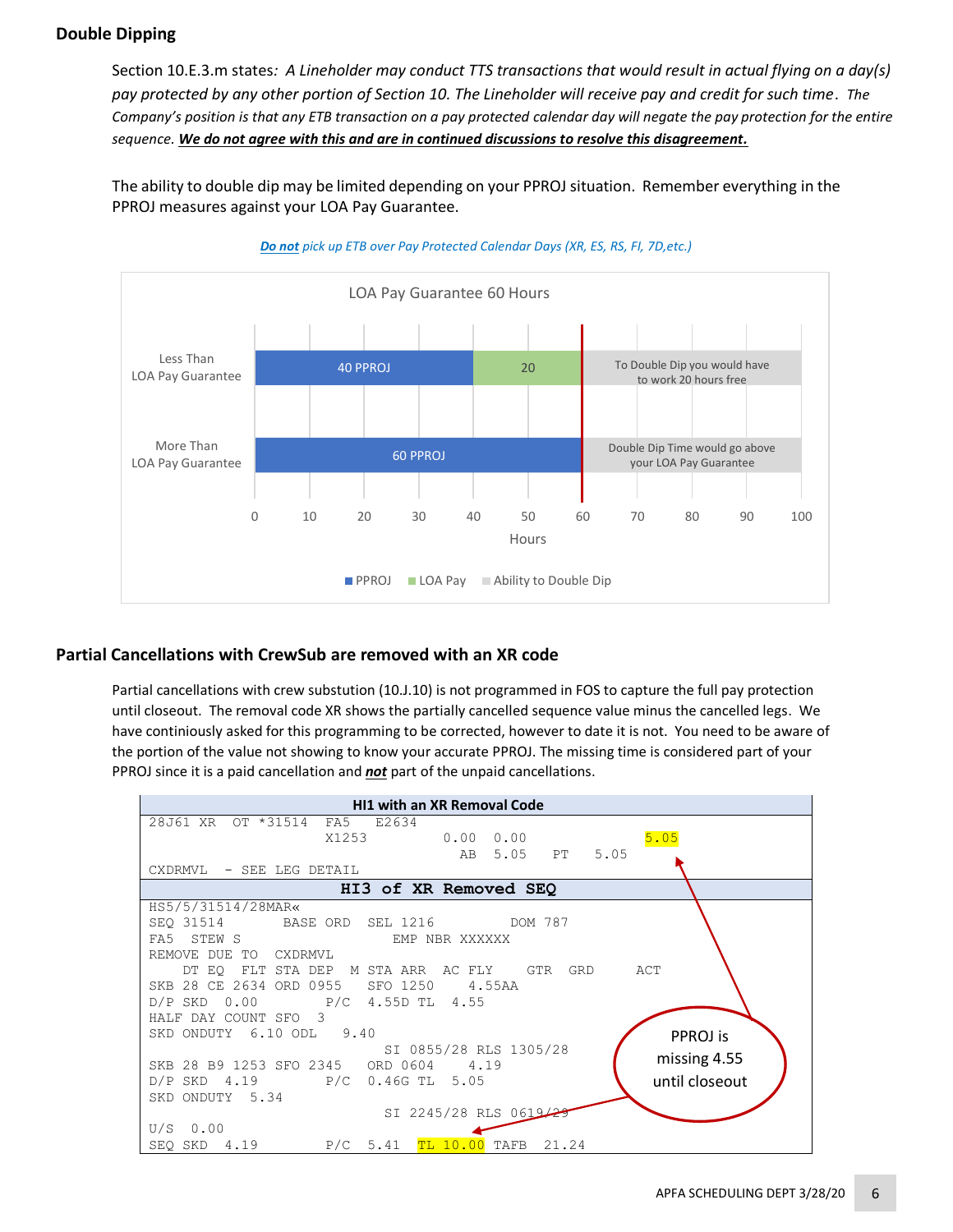## Double Dipping

Section 10.E.3.m states*: A Lineholder may conduct TTS transactions that would result in actual flying on a day(s) pay protected by any other portion of Section 10. The Lineholder will receive pay and credit for such time*. *The Company's position is that any ETB transaction on a pay protected calendar day will negate the pay protection for the entire sequence.* ***<u>We do not agree with this and are in continued discussions to resolve this disagreement.</u>***

The ability to double dip may be limited depending on your PPROJ situation. Remember everything in the PPROJ measures against your LOA Pay Guarantee.

***<u>Do not</u>*** *pick up ETB over Pay Protected Calendar Days (XR, ES, RS, FI, 7D,etc.)*

**LOA Pay Guarantee 60 Hours**

| | PPROJ | LOA Pay | Ability to Double Dip |
|---|---|---|---|
| Less Than LOA Pay Guarantee | 40 PPROJ | 20 | To Double Dip you would have to work 20 hours free |
| More Than LOA Pay Guarantee | 60 PPROJ | | Double Dip Time would go above your LOA Pay Guarantee |

Hours: 0 10 20 30 40 50 60 70 80 90 100

Legend: PPROJ, LOA Pay, Ability to Double Dip

## Partial Cancellations with CrewSub are removed with an XR code

Partial cancellations with crew substution (10.J.10) is not programmed in FOS to capture the full pay protection until closeout. The removal code XR shows the partially cancelled sequence value minus the cancelled legs. We have continiously asked for this programming to be corrected, however to date it is not. You need to be aware of the portion of the value not showing to know your accurate PPROJ. The missing time is considered part of your PPROJ since it is a paid cancellation and ***not*** part of the unpaid cancellations.

**HI1 with an XR Removal Code**

```
28J61 XR   OT *31514  FA5   E2634
                   X1253         0.00  0.00              5.05
                                   AB  5.05    PT    5.05
CXDRMVL  - SEE LEG DETAIL
```

**HI3 of XR Removed SEQ**

```
HS5/5/31514/28MAR«
SEQ 31514        BASE ORD  SEL 1216         DOM 787
FA5  STEW S                       EMP NBR XXXXXX
REMOVE DUE TO  CXDRMVL
    DT EQ  FLT STA DEP  M STA ARR  AC FLY    GTR  GRD      ACT
SKB 28 CE 2634 ORD 0955   SFO 1250    4.55AA
D/P SKD  0.00        P/C  4.55D TL  4.55
HALF DAY COUNT SFO  3
SKD ONDUTY  6.10 ODL   9.40
                              SI 0855/28 RLS 1305/28
SKB 28 B9 1253 SFO 2345   ORD 0604    4.19
D/P SKD  4.19        P/C  0.46G TL  5.05
SKD ONDUTY 5.34
                              SI 2245/28 RLS 0619/29
U/S  0.00
SEQ SKD  4.19        P/C  5.41  TL 10.00 TAFB  21.24
```

PPROJ is missing 4.55 until closeout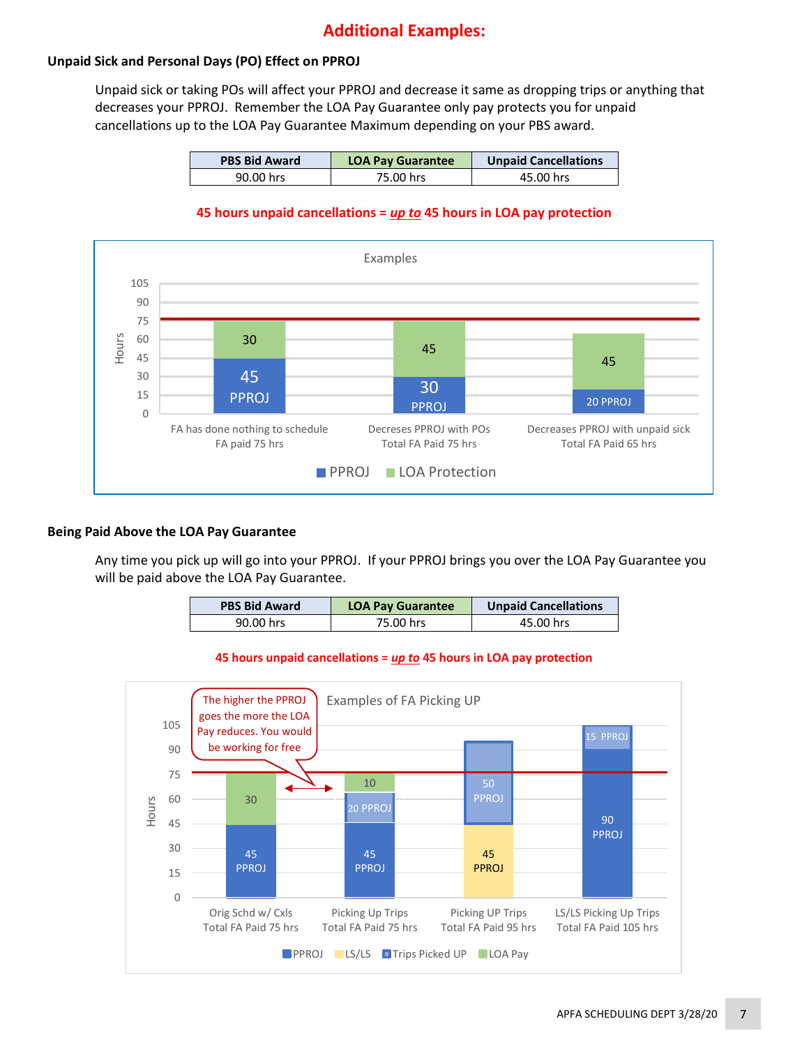# Additional Examples:

### Unpaid Sick and Personal Days (PO) Effect on PPROJ

Unpaid sick or taking POs will affect your PPROJ and decrease it same as dropping trips or anything that decreases your PPROJ. Remember the LOA Pay Guarantee only pay protects you for unpaid cancellations up to the LOA Pay Guarantee Maximum depending on your PBS award.

| PBS Bid Award | LOA Pay Guarantee | Unpaid Cancellations |
|---|---|---|
| 90.00 hrs | 75.00 hrs | 45.00 hrs |

**45 hours unpaid cancellations = *up to* 45 hours in LOA pay protection**

Examples

| | PPROJ | LOA Protection |
|---|---|---|
| FA has done nothing to schedule FA paid 75 hrs | 45 | 30 |
| Decreses PPROJ with POs Total FA Paid 75 hrs | 30 | 45 |
| Decreases PPROJ with unpaid sick Total FA Paid 65 hrs | 20 | 45 |

### Being Paid Above the LOA Pay Guarantee

Any time you pick up will go into your PPROJ. If your PPROJ brings you over the LOA Pay Guarantee you will be paid above the LOA Pay Guarantee.

| PBS Bid Award | LOA Pay Guarantee | Unpaid Cancellations |
|---|---|---|
| 90.00 hrs | 75.00 hrs | 45.00 hrs |

**45 hours unpaid cancellations = *up to* 45 hours in LOA pay protection**

Examples of FA Picking UP

The higher the PPROJ goes the more the LOA Pay reduces. You would be working for free

| | PPROJ | LS/LS | Trips Picked UP | LOA Pay |
|---|---|---|---|---|
| Orig Schd w/ Cxls Total FA Paid 75 hrs | 45 | | | 30 |
| Picking Up Trips Total FA Paid 75 hrs | 45 | | 20 | 10 |
| Picking UP Trips Total FA Paid 95 hrs | | 45 | 50 | |
| LS/LS Picking Up Trips Total FA Paid 105 hrs | 90 | | 15 | |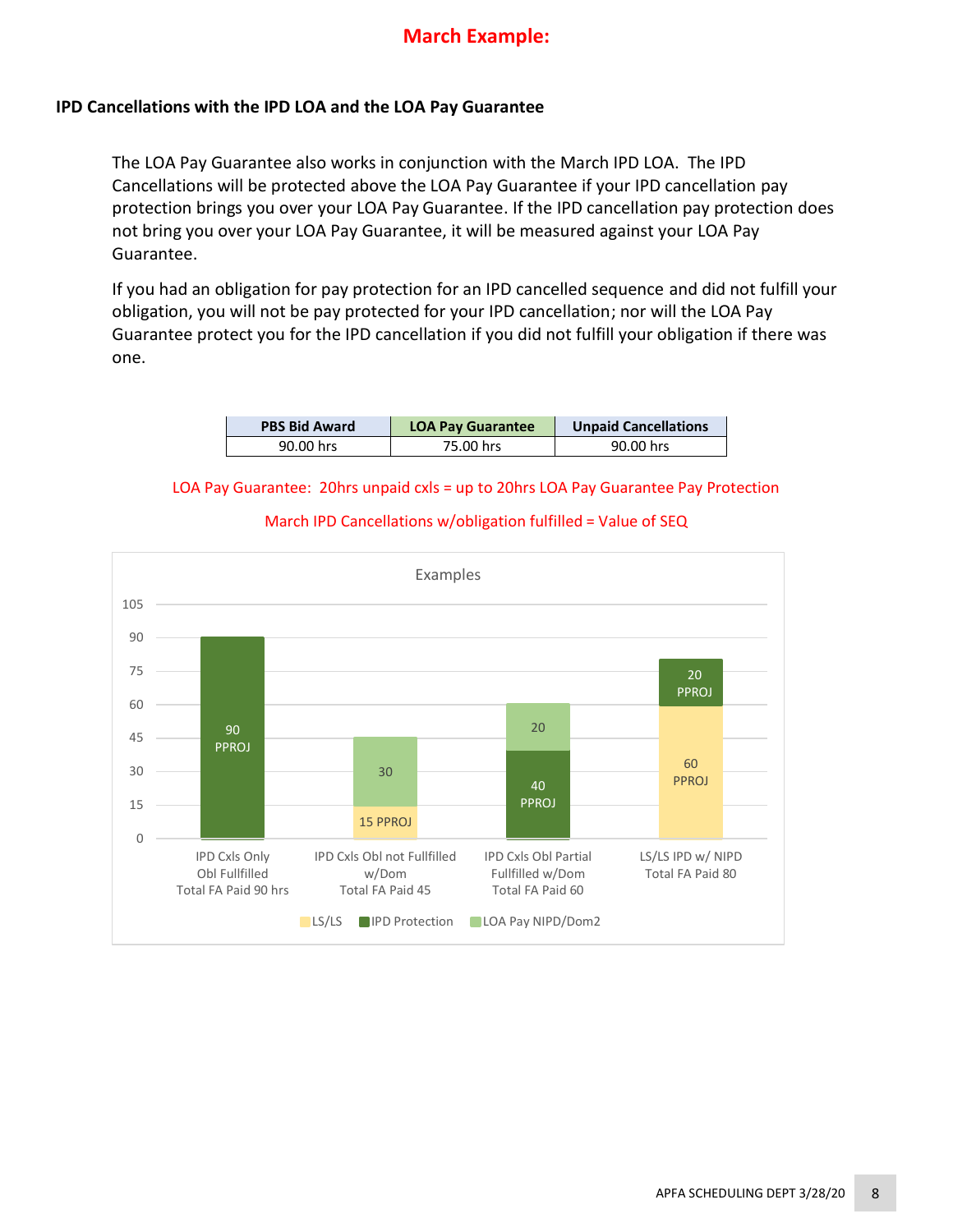## March Example:

**IPD Cancellations with the IPD LOA and the LOA Pay Guarantee**

The LOA Pay Guarantee also works in conjunction with the March IPD LOA. The IPD Cancellations will be protected above the LOA Pay Guarantee if your IPD cancellation pay protection brings you over your LOA Pay Guarantee. If the IPD cancellation pay protection does not bring you over your LOA Pay Guarantee, it will be measured against your LOA Pay Guarantee.

If you had an obligation for pay protection for an IPD cancelled sequence and did not fulfill your obligation, you will not be pay protected for your IPD cancellation; nor will the LOA Pay Guarantee protect you for the IPD cancellation if you did not fulfill your obligation if there was one.

| PBS Bid Award | LOA Pay Guarantee | Unpaid Cancellations |
|---|---|---|
| 90.00 hrs | 75.00 hrs | 90.00 hrs |

LOA Pay Guarantee: 20hrs unpaid cxls = up to 20hrs LOA Pay Guarantee Pay Protection

March IPD Cancellations w/obligation fulfilled = Value of SEQ

Examples

105
90
75
60
45
30
15
0

90 PPROJ
30
15 PPROJ
20
40 PPROJ
20 PPROJ
60 PPROJ

IPD Cxls Only Obl Fullfilled Total FA Paid 90 hrs

IPD Cxls Obl not Fullfilled w/Dom Total FA Paid 45

IPD Cxls Obl Partial Fullfilled w/Dom Total FA Paid 60

LS/LS IPD w/ NIPD Total FA Paid 80

LS/LS
IPD Protection
LOA Pay NIPD/Dom2